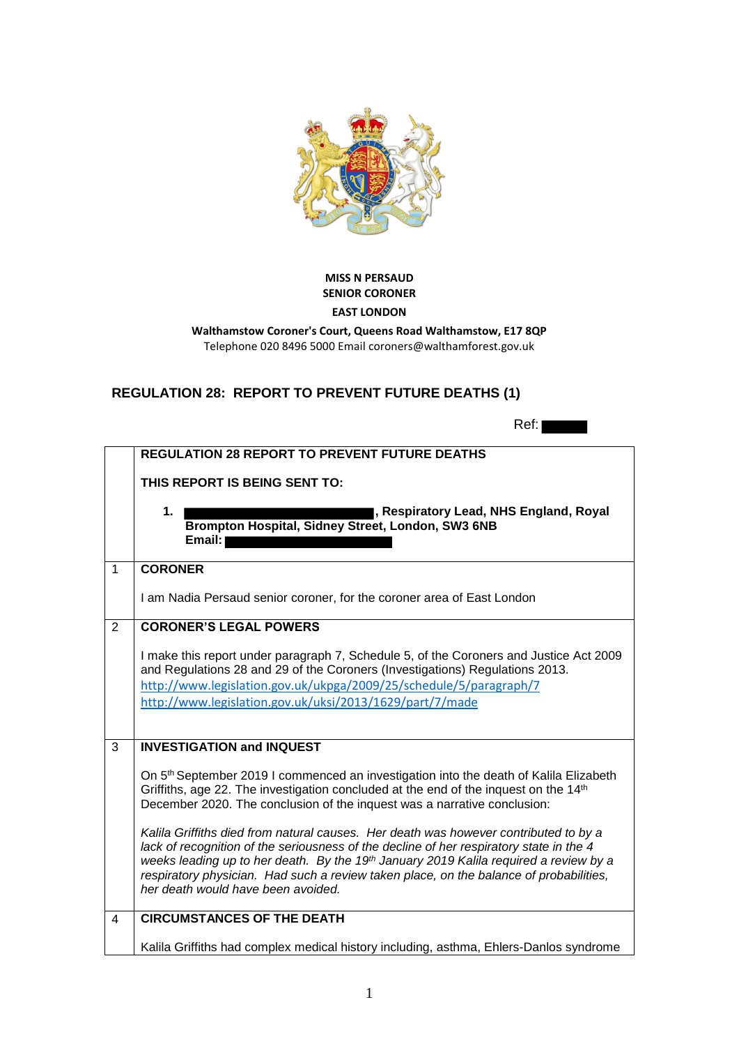**MISS N PERSAUD**
**SENIOR CORONER**
**EAST LONDON**

**Walthamstow Coroner's Court, Queens Road Walthamstow, E17 8QP**
Telephone 020 8496 5000 Email coroners@walthamforest.gov.uk

## REGULATION 28: REPORT TO PREVENT FUTURE DEATHS (1)

Ref: ██████

| | **REGULATION 28 REPORT TO PREVENT FUTURE DEATHS**<br><br>**THIS REPORT IS BEING SENT TO:**<br><br>**1. ██████████████████, Respiratory Lead, NHS England, Royal Brompton Hospital, Sidney Street, London, SW3 6NB**<br>**Email: ██████████████**|
|---|---|
| 1 | **CORONER**<br><br>I am Nadia Persaud senior coroner, for the coroner area of East London |
| 2 | **CORONER'S LEGAL POWERS**<br><br>I make this report under paragraph 7, Schedule 5, of the Coroners and Justice Act 2009 and Regulations 28 and 29 of the Coroners (Investigations) Regulations 2013.<br>http://www.legislation.gov.uk/ukpga/2009/25/schedule/5/paragraph/7<br>http://www.legislation.gov.uk/uksi/2013/1629/part/7/made |
| 3 | **INVESTIGATION and INQUEST**<br><br>On 5th September 2019 I commenced an investigation into the death of Kalila Elizabeth Griffiths, age 22. The investigation concluded at the end of the inquest on the 14th December 2020. The conclusion of the inquest was a narrative conclusion:<br><br>*Kalila Griffiths died from natural causes. Her death was however contributed to by a lack of recognition of the seriousness of the decline of her respiratory state in the 4 weeks leading up to her death. By the 19th January 2019 Kalila required a review by a respiratory physician. Had such a review taken place, on the balance of probabilities, her death would have been avoided.* |
| 4 | **CIRCUMSTANCES OF THE DEATH**<br><br>Kalila Griffiths had complex medical history including, asthma, Ehlers-Danlos syndrome |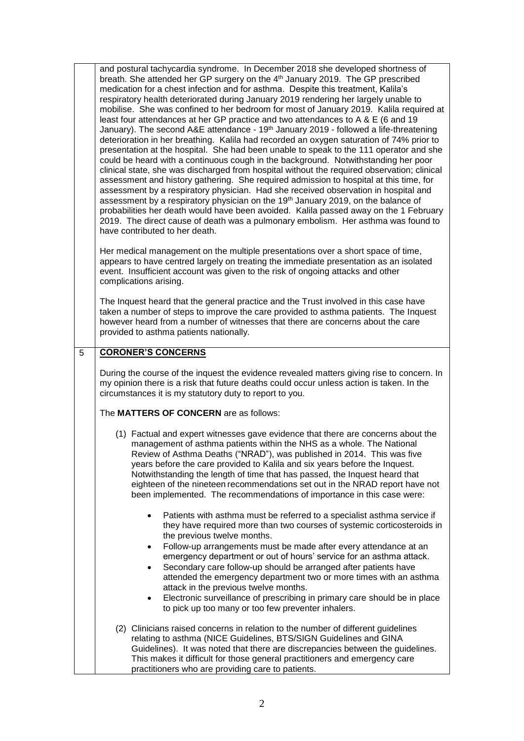and postural tachycardia syndrome. In December 2018 she developed shortness of breath. She attended her GP surgery on the 4th January 2019. The GP prescribed medication for a chest infection and for asthma. Despite this treatment, Kalila's respiratory health deteriorated during January 2019 rendering her largely unable to mobilise. She was confined to her bedroom for most of January 2019. Kalila required at least four attendances at her GP practice and two attendances to A & E (6 and 19 January). The second A&E attendance - 19th January 2019 - followed a life-threatening deterioration in her breathing. Kalila had recorded an oxygen saturation of 74% prior to presentation at the hospital. She had been unable to speak to the 111 operator and she could be heard with a continuous cough in the background. Notwithstanding her poor clinical state, she was discharged from hospital without the required observation; clinical assessment and history gathering. She required admission to hospital at this time, for assessment by a respiratory physician. Had she received observation in hospital and assessment by a respiratory physician on the 19th January 2019, on the balance of probabilities her death would have been avoided. Kalila passed away on the 1 February 2019. The direct cause of death was a pulmonary embolism. Her asthma was found to have contributed to her death.

Her medical management on the multiple presentations over a short space of time, appears to have centred largely on treating the immediate presentation as an isolated event. Insufficient account was given to the risk of ongoing attacks and other complications arising.

The Inquest heard that the general practice and the Trust involved in this case have taken a number of steps to improve the care provided to asthma patients. The Inquest however heard from a number of witnesses that there are concerns about the care provided to asthma patients nationally.

## 5 CORONER'S CONCERNS

During the course of the inquest the evidence revealed matters giving rise to concern. In my opinion there is a risk that future deaths could occur unless action is taken. In the circumstances it is my statutory duty to report to you.

The **MATTERS OF CONCERN** are as follows:

(1) Factual and expert witnesses gave evidence that there are concerns about the management of asthma patients within the NHS as a whole. The National Review of Asthma Deaths ("NRAD"), was published in 2014. This was five years before the care provided to Kalila and six years before the Inquest. Notwithstanding the length of time that has passed, the Inquest heard that eighteen of the nineteen recommendations set out in the NRAD report have not been implemented. The recommendations of importance in this case were:

- Patients with asthma must be referred to a specialist asthma service if they have required more than two courses of systemic corticosteroids in the previous twelve months.
- Follow-up arrangements must be made after every attendance at an emergency department or out of hours' service for an asthma attack.
- Secondary care follow-up should be arranged after patients have attended the emergency department two or more times with an asthma attack in the previous twelve months.
- Electronic surveillance of prescribing in primary care should be in place to pick up too many or too few preventer inhalers.

(2) Clinicians raised concerns in relation to the number of different guidelines relating to asthma (NICE Guidelines, BTS/SIGN Guidelines and GINA Guidelines). It was noted that there are discrepancies between the guidelines. This makes it difficult for those general practitioners and emergency care practitioners who are providing care to patients.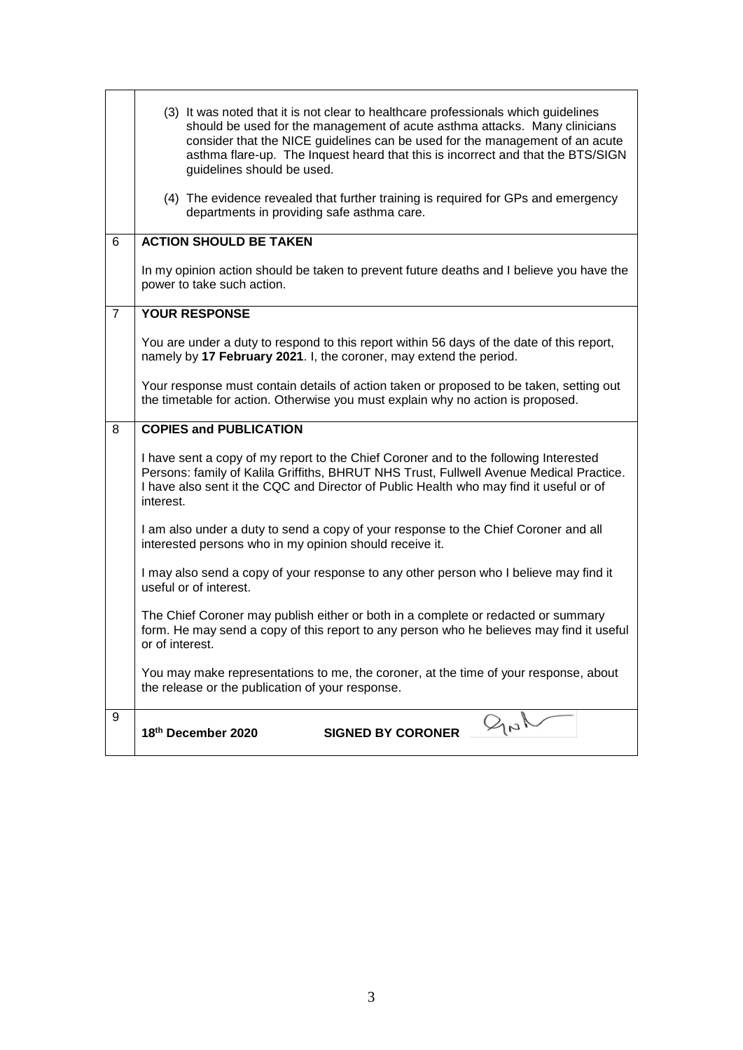| | |
|---|---|
| | (3) It was noted that it is not clear to healthcare professionals which guidelines should be used for the management of acute asthma attacks. Many clinicians consider that the NICE guidelines can be used for the management of an acute asthma flare-up. The Inquest heard that this is incorrect and that the BTS/SIGN guidelines should be used.<br><br>(4) The evidence revealed that further training is required for GPs and emergency departments in providing safe asthma care. |
| 6 | **ACTION SHOULD BE TAKEN**<br><br>In my opinion action should be taken to prevent future deaths and I believe you have the power to take such action. |
| 7 | **YOUR RESPONSE**<br><br>You are under a duty to respond to this report within 56 days of the date of this report, namely by **17 February 2021**. I, the coroner, may extend the period.<br><br>Your response must contain details of action taken or proposed to be taken, setting out the timetable for action. Otherwise you must explain why no action is proposed. |
| 8 | **COPIES and PUBLICATION**<br><br>I have sent a copy of my report to the Chief Coroner and to the following Interested Persons: family of Kalila Griffiths, BHRUT NHS Trust, Fullwell Avenue Medical Practice. I have also sent it the CQC and Director of Public Health who may find it useful or of interest.<br><br>I am also under a duty to send a copy of your response to the Chief Coroner and all interested persons who in my opinion should receive it.<br><br>I may also send a copy of your response to any other person who I believe may find it useful or of interest.<br><br>The Chief Coroner may publish either or both in a complete or redacted or summary form. He may send a copy of this report to any person who he believes may find it useful or of interest.<br><br>You may make representations to me, the coroner, at the time of your response, about the release or the publication of your response. |
| 9 | **18th December 2020** **SIGNED BY CORONER** |